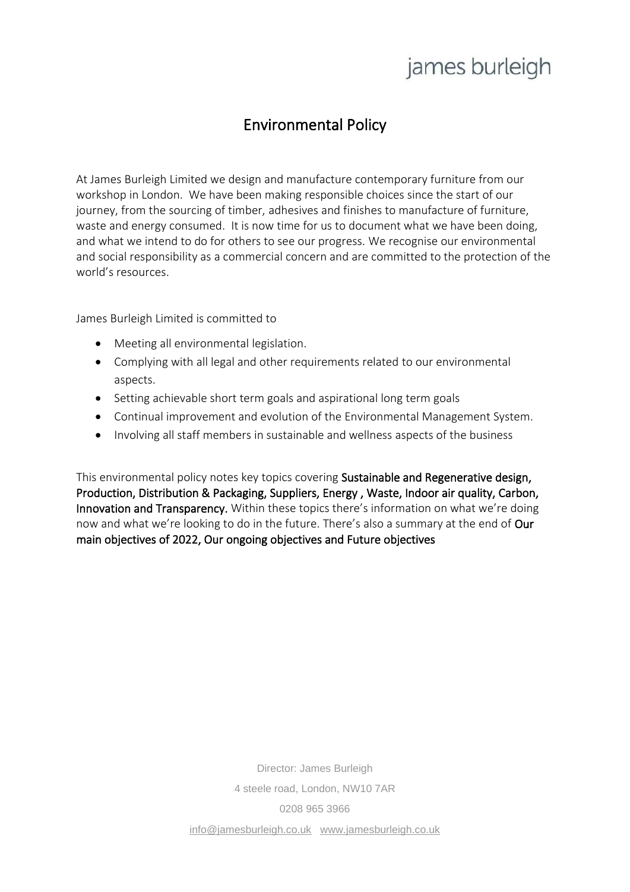james burleigh

# Environmental Policy

At James Burleigh Limited we design and manufacture contemporary furniture from our workshop in London. We have been making responsible choices since the start of our journey, from the sourcing of timber, adhesives and finishes to manufacture of furniture, waste and energy consumed. It is now time for us to document what we have been doing, and what we intend to do for others to see our progress. We recognise our environmental and social responsibility as a commercial concern and are committed to the protection of the world's resources.

James Burleigh Limited is committed to

- Meeting all environmental legislation.
- Complying with all legal and other requirements related to our environmental aspects.
- Setting achievable short term goals and aspirational long term goals
- Continual improvement and evolution of the Environmental Management System.
- Involving all staff members in sustainable and wellness aspects of the business

This environmental policy notes key topics covering **Sustainable and Regenerative design, Production, Distribution & Packaging, Suppliers, Energy , Waste, Indoor air quality, Carbon, Innovation and Transparency.** Within these topics there's information on what we're doing now and what we're looking to do in the future. There's also a summary at the end of **Our main objectives of 2022, Our ongoing objectives and Future objectives**

Director: James Burleigh

4 steele road, London, NW10 7AR

0208 965 3966

info@jamesburleigh.co.uk www.jamesburleigh.co.uk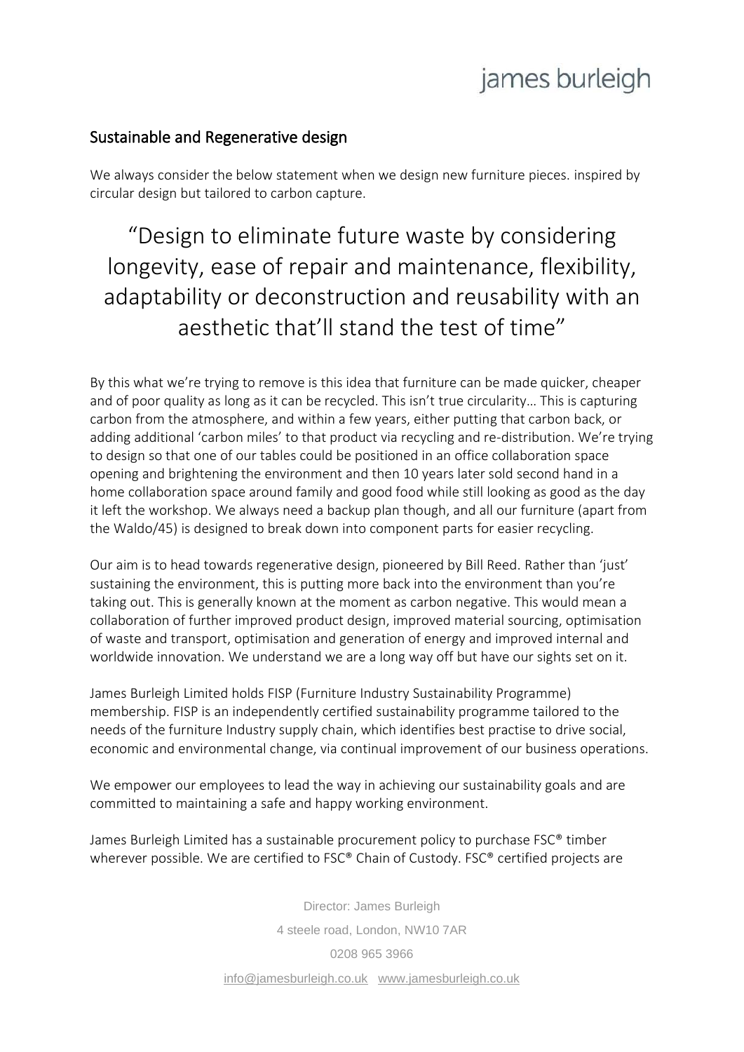## Sustainable and Regenerative design

We always consider the below statement when we design new furniture pieces. inspired by circular design but tailored to carbon capture.

> "Design to eliminate future waste by considering longevity, ease of repair and maintenance, flexibility, adaptability or deconstruction and reusability with an aesthetic that'll stand the test of time"

By this what we're trying to remove is this idea that furniture can be made quicker, cheaper and of poor quality as long as it can be recycled. This isn't true circularity… This is capturing carbon from the atmosphere, and within a few years, either putting that carbon back, or adding additional 'carbon miles' to that product via recycling and re-distribution. We're trying to design so that one of our tables could be positioned in an office collaboration space opening and brightening the environment and then 10 years later sold second hand in a home collaboration space around family and good food while still looking as good as the day it left the workshop. We always need a backup plan though, and all our furniture (apart from the Waldo/45) is designed to break down into component parts for easier recycling.

Our aim is to head towards regenerative design, pioneered by Bill Reed. Rather than 'just' sustaining the environment, this is putting more back into the environment than you're taking out. This is generally known at the moment as carbon negative. This would mean a collaboration of further improved product design, improved material sourcing, optimisation of waste and transport, optimisation and generation of energy and improved internal and worldwide innovation. We understand we are a long way off but have our sights set on it.

James Burleigh Limited holds FISP (Furniture Industry Sustainability Programme) membership. FISP is an independently certified sustainability programme tailored to the needs of the furniture Industry supply chain, which identifies best practise to drive social, economic and environmental change, via continual improvement of our business operations.

We empower our employees to lead the way in achieving our sustainability goals and are committed to maintaining a safe and happy working environment.

James Burleigh Limited has a sustainable procurement policy to purchase FSC® timber wherever possible. We are certified to FSC® Chain of Custody. FSC® certified projects are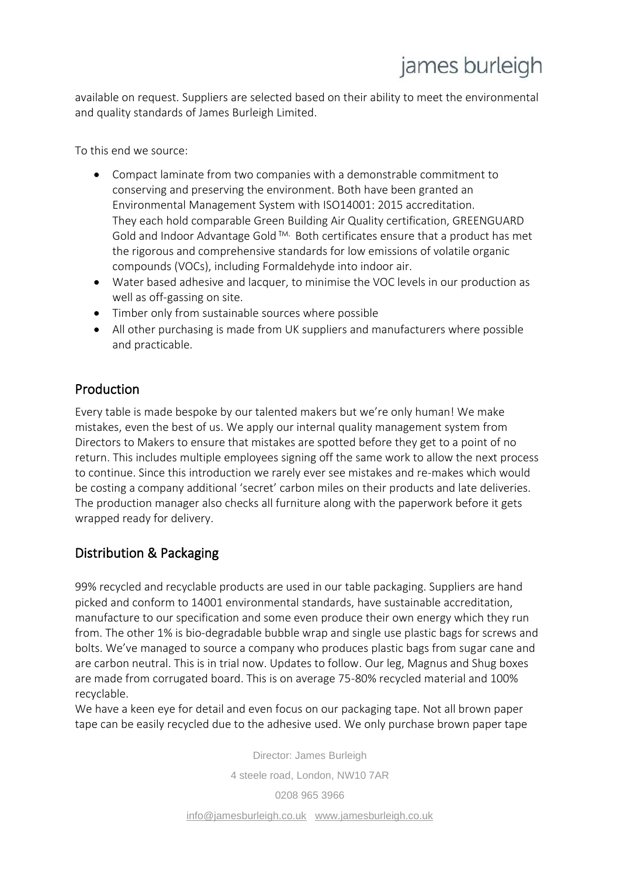available on request. Suppliers are selected based on their ability to meet the environmental and quality standards of James Burleigh Limited.

To this end we source:

- Compact laminate from two companies with a demonstrable commitment to conserving and preserving the environment. Both have been granted an Environmental Management System with ISO14001: 2015 accreditation. They each hold comparable Green Building Air Quality certification, GREENGUARD Gold and Indoor Advantage Gold™. Both certificates ensure that a product has met the rigorous and comprehensive standards for low emissions of volatile organic compounds (VOCs), including Formaldehyde into indoor air.
- Water based adhesive and lacquer, to minimise the VOC levels in our production as well as off-gassing on site.
- Timber only from sustainable sources where possible
- All other purchasing is made from UK suppliers and manufacturers where possible and practicable.

## Production

Every table is made bespoke by our talented makers but we're only human! We make mistakes, even the best of us. We apply our internal quality management system from Directors to Makers to ensure that mistakes are spotted before they get to a point of no return. This includes multiple employees signing off the same work to allow the next process to continue. Since this introduction we rarely ever see mistakes and re-makes which would be costing a company additional 'secret' carbon miles on their products and late deliveries. The production manager also checks all furniture along with the paperwork before it gets wrapped ready for delivery.

## Distribution & Packaging

99% recycled and recyclable products are used in our table packaging. Suppliers are hand picked and conform to 14001 environmental standards, have sustainable accreditation, manufacture to our specification and some even produce their own energy which they run from. The other 1% is bio-degradable bubble wrap and single use plastic bags for screws and bolts. We've managed to source a company who produces plastic bags from sugar cane and are carbon neutral. This is in trial now. Updates to follow. Our leg, Magnus and Shug boxes are made from corrugated board. This is on average 75-80% recycled material and 100% recyclable.

We have a keen eye for detail and even focus on our packaging tape. Not all brown paper tape can be easily recycled due to the adhesive used. We only purchase brown paper tape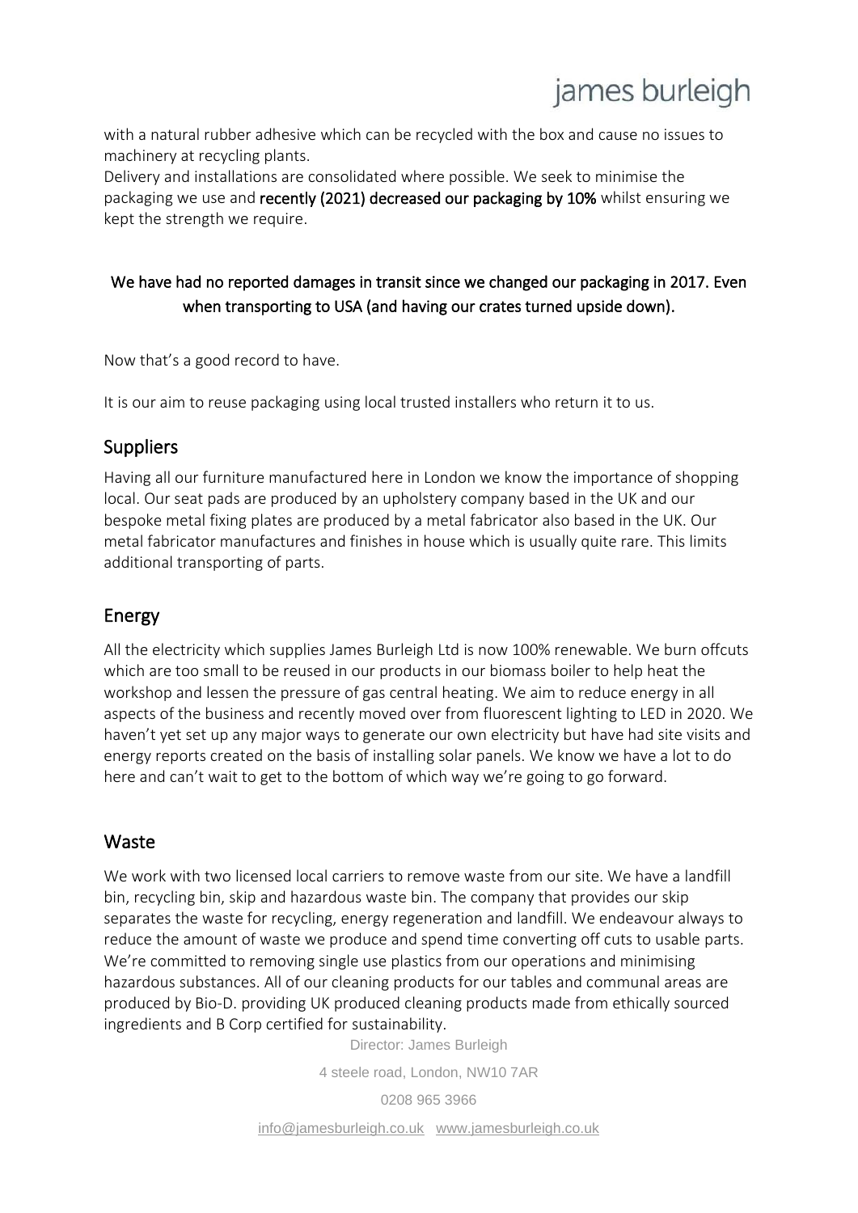with a natural rubber adhesive which can be recycled with the box and cause no issues to machinery at recycling plants.
Delivery and installations are consolidated where possible. We seek to minimise the packaging we use and **recently (2021) decreased our packaging by 10%** whilst ensuring we kept the strength we require.

**We have had no reported damages in transit since we changed our packaging in 2017. Even when transporting to USA (and having our crates turned upside down).**

Now that's a good record to have.

It is our aim to reuse packaging using local trusted installers who return it to us.

## Suppliers

Having all our furniture manufactured here in London we know the importance of shopping local. Our seat pads are produced by an upholstery company based in the UK and our bespoke metal fixing plates are produced by a metal fabricator also based in the UK. Our metal fabricator manufactures and finishes in house which is usually quite rare. This limits additional transporting of parts.

## Energy

All the electricity which supplies James Burleigh Ltd is now 100% renewable. We burn offcuts which are too small to be reused in our products in our biomass boiler to help heat the workshop and lessen the pressure of gas central heating. We aim to reduce energy in all aspects of the business and recently moved over from fluorescent lighting to LED in 2020. We haven't yet set up any major ways to generate our own electricity but have had site visits and energy reports created on the basis of installing solar panels. We know we have a lot to do here and can't wait to get to the bottom of which way we're going to go forward.

## Waste

We work with two licensed local carriers to remove waste from our site. We have a landfill bin, recycling bin, skip and hazardous waste bin. The company that provides our skip separates the waste for recycling, energy regeneration and landfill. We endeavour always to reduce the amount of waste we produce and spend time converting off cuts to usable parts. We're committed to removing single use plastics from our operations and minimising hazardous substances. All of our cleaning products for our tables and communal areas are produced by Bio-D. providing UK produced cleaning products made from ethically sourced ingredients and B Corp certified for sustainability.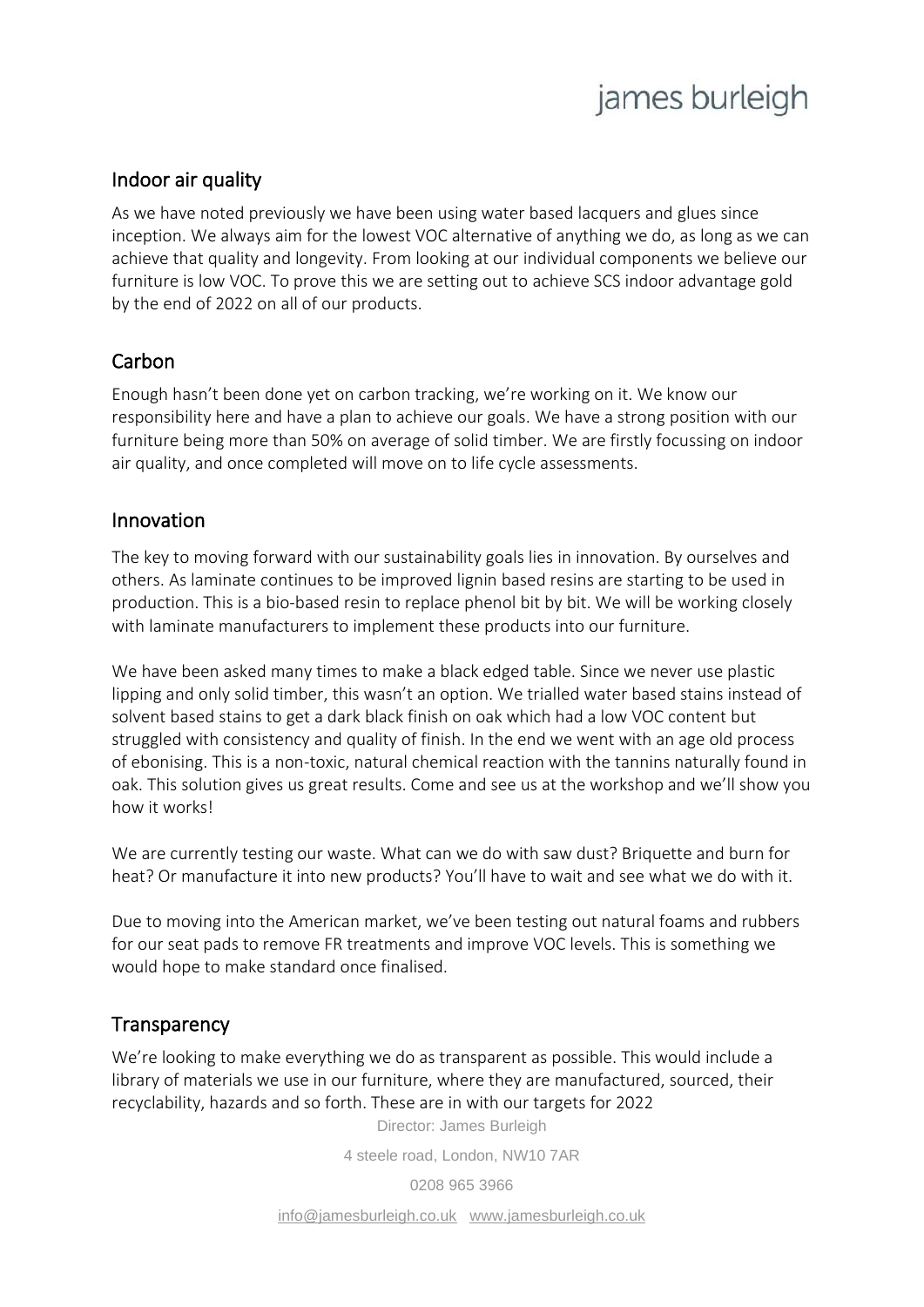## Indoor air quality

As we have noted previously we have been using water based lacquers and glues since inception. We always aim for the lowest VOC alternative of anything we do, as long as we can achieve that quality and longevity. From looking at our individual components we believe our furniture is low VOC. To prove this we are setting out to achieve SCS indoor advantage gold by the end of 2022 on all of our products.

## Carbon

Enough hasn't been done yet on carbon tracking, we're working on it. We know our responsibility here and have a plan to achieve our goals. We have a strong position with our furniture being more than 50% on average of solid timber. We are firstly focussing on indoor air quality, and once completed will move on to life cycle assessments.

## Innovation

The key to moving forward with our sustainability goals lies in innovation. By ourselves and others. As laminate continues to be improved lignin based resins are starting to be used in production. This is a bio-based resin to replace phenol bit by bit. We will be working closely with laminate manufacturers to implement these products into our furniture.

We have been asked many times to make a black edged table. Since we never use plastic lipping and only solid timber, this wasn't an option. We trialled water based stains instead of solvent based stains to get a dark black finish on oak which had a low VOC content but struggled with consistency and quality of finish. In the end we went with an age old process of ebonising. This is a non-toxic, natural chemical reaction with the tannins naturally found in oak. This solution gives us great results. Come and see us at the workshop and we'll show you how it works!

We are currently testing our waste. What can we do with saw dust? Briquette and burn for heat? Or manufacture it into new products? You'll have to wait and see what we do with it.

Due to moving into the American market, we've been testing out natural foams and rubbers for our seat pads to remove FR treatments and improve VOC levels. This is something we would hope to make standard once finalised.

## Transparency

We're looking to make everything we do as transparent as possible. This would include a library of materials we use in our furniture, where they are manufactured, sourced, their recyclability, hazards and so forth. These are in with our targets for 2022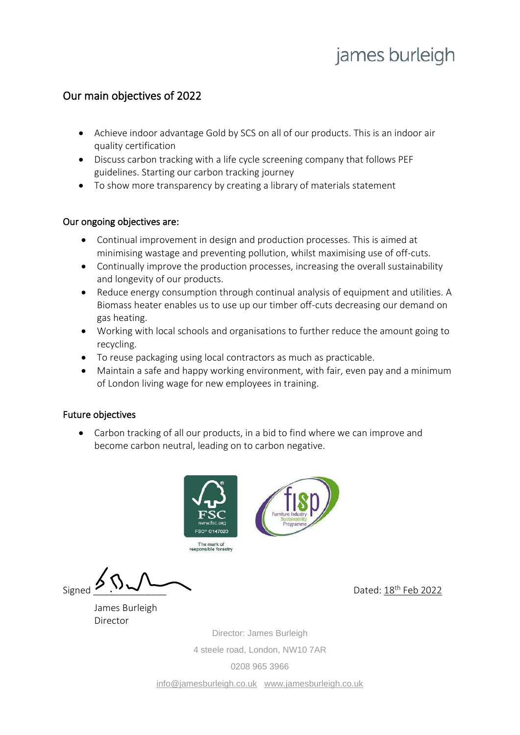james burleigh

## Our main objectives of 2022

- Achieve indoor advantage Gold by SCS on all of our products. This is an indoor air quality certification
- Discuss carbon tracking with a life cycle screening company that follows PEF guidelines. Starting our carbon tracking journey
- To show more transparency by creating a library of materials statement

### Our ongoing objectives are:

- Continual improvement in design and production processes. This is aimed at minimising wastage and preventing pollution, whilst maximising use of off-cuts.
- Continually improve the production processes, increasing the overall sustainability and longevity of our products.
- Reduce energy consumption through continual analysis of equipment and utilities. A Biomass heater enables us to use up our timber off-cuts decreasing our demand on gas heating.
- Working with local schools and organisations to further reduce the amount going to recycling.
- To reuse packaging using local contractors as much as practicable.
- Maintain a safe and happy working environment, with fair, even pay and a minimum of London living wage for new employees in training.

### Future objectives

- Carbon tracking of all our products, in a bid to find where we can improve and become carbon neutral, leading on to carbon negative.

FSC
www.fsc.org
FSC® C147020
The mark of responsible forestry

fisp
Furniture Industry Sustainability Programme

Signed ______________

James Burleigh
Director

Dated: 18th Feb 2022

Director: James Burleigh

4 steele road, London, NW10 7AR

0208 965 3966

info@jamesburleigh.co.uk www.jamesburleigh.co.uk